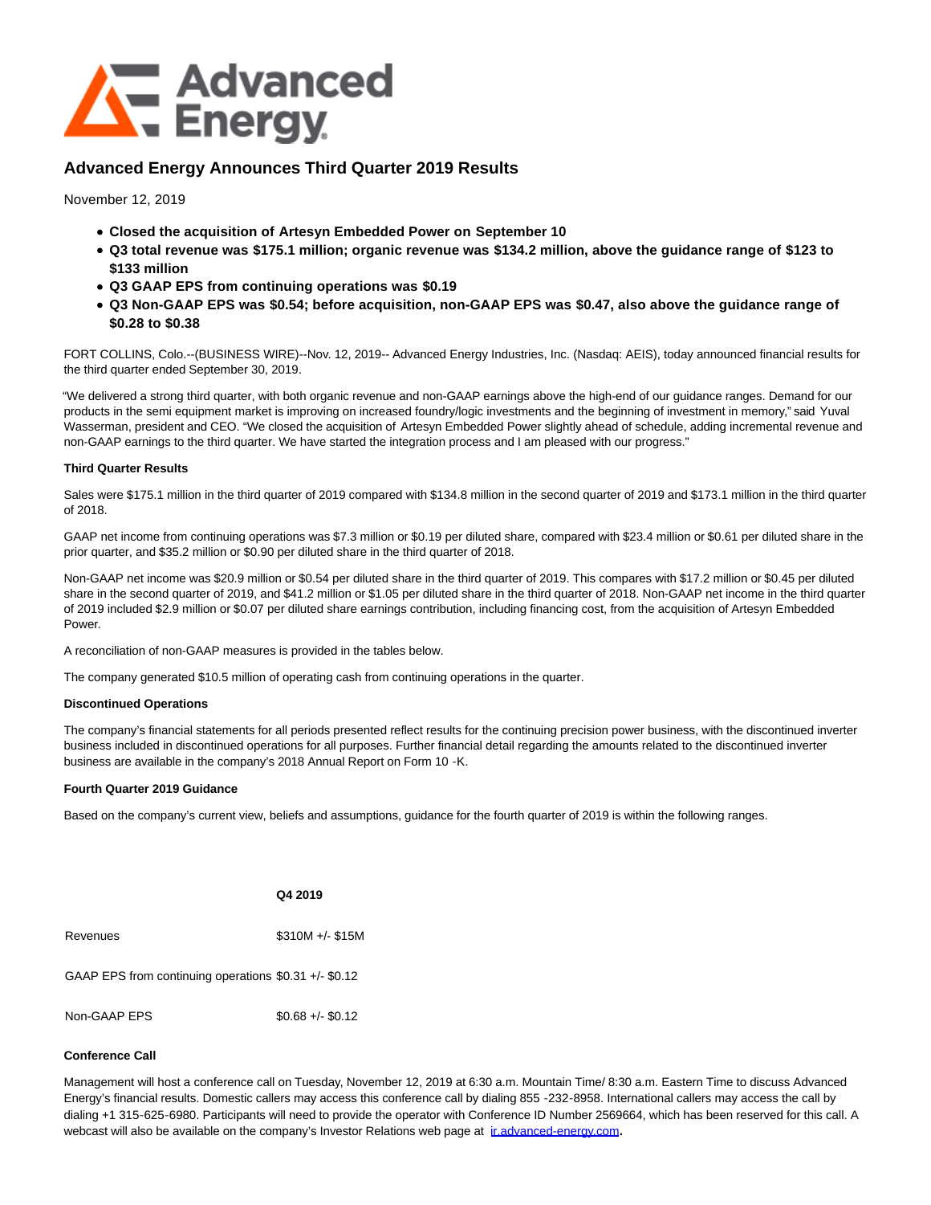# Advanced Energy Announces Third Quarter 2019 Results

November 12, 2019

- **Closed the acquisition of Artesyn Embedded Power on September 10**
- **Q3 total revenue was $175.1 million; organic revenue was $134.2 million, above the guidance range of $123 to $133 million**
- **Q3 GAAP EPS from continuing operations was $0.19**
- **Q3 Non-GAAP EPS was $0.54; before acquisition, non-GAAP EPS was $0.47, also above the guidance range of $0.28 to $0.38**

FORT COLLINS, Colo.--(BUSINESS WIRE)--Nov. 12, 2019-- Advanced Energy Industries, Inc. (Nasdaq: AEIS), today announced financial results for the third quarter ended September 30, 2019.

"We delivered a strong third quarter, with both organic revenue and non-GAAP earnings above the high-end of our guidance ranges. Demand for our products in the semi equipment market is improving on increased foundry/logic investments and the beginning of investment in memory," said Yuval Wasserman, president and CEO. "We closed the acquisition of Artesyn Embedded Power slightly ahead of schedule, adding incremental revenue and non-GAAP earnings to the third quarter. We have started the integration process and I am pleased with our progress."

**Third Quarter Results**

Sales were $175.1 million in the third quarter of 2019 compared with $134.8 million in the second quarter of 2019 and $173.1 million in the third quarter of 2018.

GAAP net income from continuing operations was $7.3 million or $0.19 per diluted share, compared with $23.4 million or $0.61 per diluted share in the prior quarter, and $35.2 million or $0.90 per diluted share in the third quarter of 2018.

Non-GAAP net income was $20.9 million or $0.54 per diluted share in the third quarter of 2019. This compares with $17.2 million or $0.45 per diluted share in the second quarter of 2019, and $41.2 million or $1.05 per diluted share in the third quarter of 2018. Non-GAAP net income in the third quarter of 2019 included $2.9 million or $0.07 per diluted share earnings contribution, including financing cost, from the acquisition of Artesyn Embedded Power.

A reconciliation of non-GAAP measures is provided in the tables below.

The company generated $10.5 million of operating cash from continuing operations in the quarter.

**Discontinued Operations**

The company's financial statements for all periods presented reflect results for the continuing precision power business, with the discontinued inverter business included in discontinued operations for all purposes. Further financial detail regarding the amounts related to the discontinued inverter business are available in the company's 2018 Annual Report on Form 10 -K.

**Fourth Quarter 2019 Guidance**

Based on the company's current view, beliefs and assumptions, guidance for the fourth quarter of 2019 is within the following ranges.

| | **Q4 2019** |
|---|---|
| Revenues | $310M +/- $15M |
| GAAP EPS from continuing operations | $0.31 +/- $0.12 |
| Non-GAAP EPS | $0.68 +/- $0.12 |

**Conference Call**

Management will host a conference call on Tuesday, November 12, 2019 at 6:30 a.m. Mountain Time/ 8:30 a.m. Eastern Time to discuss Advanced Energy's financial results. Domestic callers may access this conference call by dialing 855 -232-8958. International callers may access the call by dialing +1 315-625-6980. Participants will need to provide the operator with Conference ID Number 2569664, which has been reserved for this call. A webcast will also be available on the company's Investor Relations web page at ir.advanced-energy.com**.**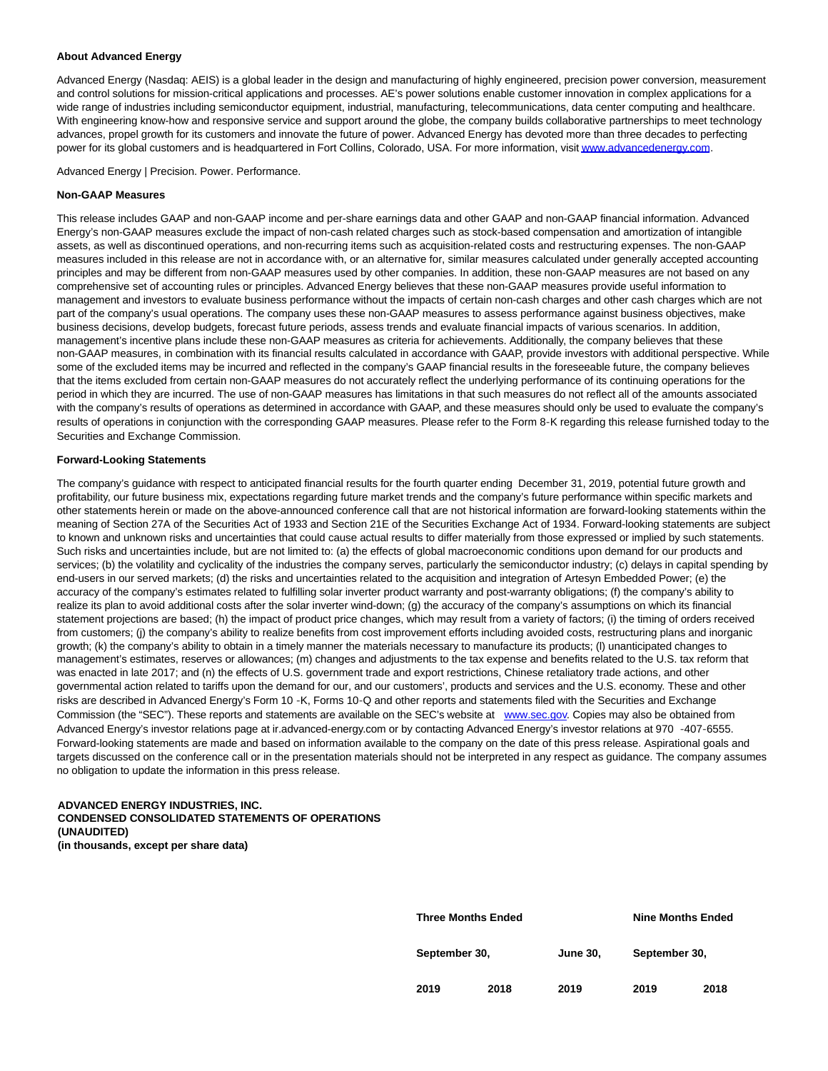**About Advanced Energy**

Advanced Energy (Nasdaq: AEIS) is a global leader in the design and manufacturing of highly engineered, precision power conversion, measurement and control solutions for mission-critical applications and processes. AE's power solutions enable customer innovation in complex applications for a wide range of industries including semiconductor equipment, industrial, manufacturing, telecommunications, data center computing and healthcare. With engineering know-how and responsive service and support around the globe, the company builds collaborative partnerships to meet technology advances, propel growth for its customers and innovate the future of power. Advanced Energy has devoted more than three decades to perfecting power for its global customers and is headquartered in Fort Collins, Colorado, USA. For more information, visit www.advancedenergy.com.

Advanced Energy | Precision. Power. Performance.

**Non-GAAP Measures**

This release includes GAAP and non-GAAP income and per-share earnings data and other GAAP and non-GAAP financial information. Advanced Energy's non-GAAP measures exclude the impact of non-cash related charges such as stock-based compensation and amortization of intangible assets, as well as discontinued operations, and non-recurring items such as acquisition-related costs and restructuring expenses. The non-GAAP measures included in this release are not in accordance with, or an alternative for, similar measures calculated under generally accepted accounting principles and may be different from non-GAAP measures used by other companies. In addition, these non-GAAP measures are not based on any comprehensive set of accounting rules or principles. Advanced Energy believes that these non-GAAP measures provide useful information to management and investors to evaluate business performance without the impacts of certain non-cash charges and other cash charges which are not part of the company's usual operations. The company uses these non-GAAP measures to assess performance against business objectives, make business decisions, develop budgets, forecast future periods, assess trends and evaluate financial impacts of various scenarios. In addition, management's incentive plans include these non-GAAP measures as criteria for achievements. Additionally, the company believes that these non-GAAP measures, in combination with its financial results calculated in accordance with GAAP, provide investors with additional perspective. While some of the excluded items may be incurred and reflected in the company's GAAP financial results in the foreseeable future, the company believes that the items excluded from certain non-GAAP measures do not accurately reflect the underlying performance of its continuing operations for the period in which they are incurred. The use of non-GAAP measures has limitations in that such measures do not reflect all of the amounts associated with the company's results of operations as determined in accordance with GAAP, and these measures should only be used to evaluate the company's results of operations in conjunction with the corresponding GAAP measures. Please refer to the Form 8-K regarding this release furnished today to the Securities and Exchange Commission.

**Forward-Looking Statements**

The company's guidance with respect to anticipated financial results for the fourth quarter ending December 31, 2019, potential future growth and profitability, our future business mix, expectations regarding future market trends and the company's future performance within specific markets and other statements herein or made on the above-announced conference call that are not historical information are forward-looking statements within the meaning of Section 27A of the Securities Act of 1933 and Section 21E of the Securities Exchange Act of 1934. Forward-looking statements are subject to known and unknown risks and uncertainties that could cause actual results to differ materially from those expressed or implied by such statements. Such risks and uncertainties include, but are not limited to: (a) the effects of global macroeconomic conditions upon demand for our products and services; (b) the volatility and cyclicality of the industries the company serves, particularly the semiconductor industry; (c) delays in capital spending by end-users in our served markets; (d) the risks and uncertainties related to the acquisition and integration of Artesyn Embedded Power; (e) the accuracy of the company's estimates related to fulfilling solar inverter product warranty and post-warranty obligations; (f) the company's ability to realize its plan to avoid additional costs after the solar inverter wind-down; (g) the accuracy of the company's assumptions on which its financial statement projections are based; (h) the impact of product price changes, which may result from a variety of factors; (i) the timing of orders received from customers; (j) the company's ability to realize benefits from cost improvement efforts including avoided costs, restructuring plans and inorganic growth; (k) the company's ability to obtain in a timely manner the materials necessary to manufacture its products; (l) unanticipated changes to management's estimates, reserves or allowances; (m) changes and adjustments to the tax expense and benefits related to the U.S. tax reform that was enacted in late 2017; and (n) the effects of U.S. government trade and export restrictions, Chinese retaliatory trade actions, and other governmental action related to tariffs upon the demand for our, and our customers', products and services and the U.S. economy. These and other risks are described in Advanced Energy's Form 10-K, Forms 10-Q and other reports and statements filed with the Securities and Exchange Commission (the "SEC"). These reports and statements are available on the SEC's website at www.sec.gov. Copies may also be obtained from Advanced Energy's investor relations page at ir.advanced-energy.com or by contacting Advanced Energy's investor relations at 970-407-6555. Forward-looking statements are made and based on information available to the company on the date of this press release. Aspirational goals and targets discussed on the conference call or in the presentation materials should not be interpreted in any respect as guidance. The company assumes no obligation to update the information in this press release.

**ADVANCED ENERGY INDUSTRIES, INC.**
**CONDENSED CONSOLIDATED STATEMENTS OF OPERATIONS**
**(UNAUDITED)**
**(in thousands, except per share data)**

| | Three Months Ended | | | Nine Months Ended | |
|---|---|---|---|---|---|
| | September 30, | | June 30, | September 30, | |
| | 2019 | 2018 | 2019 | 2019 | 2018 |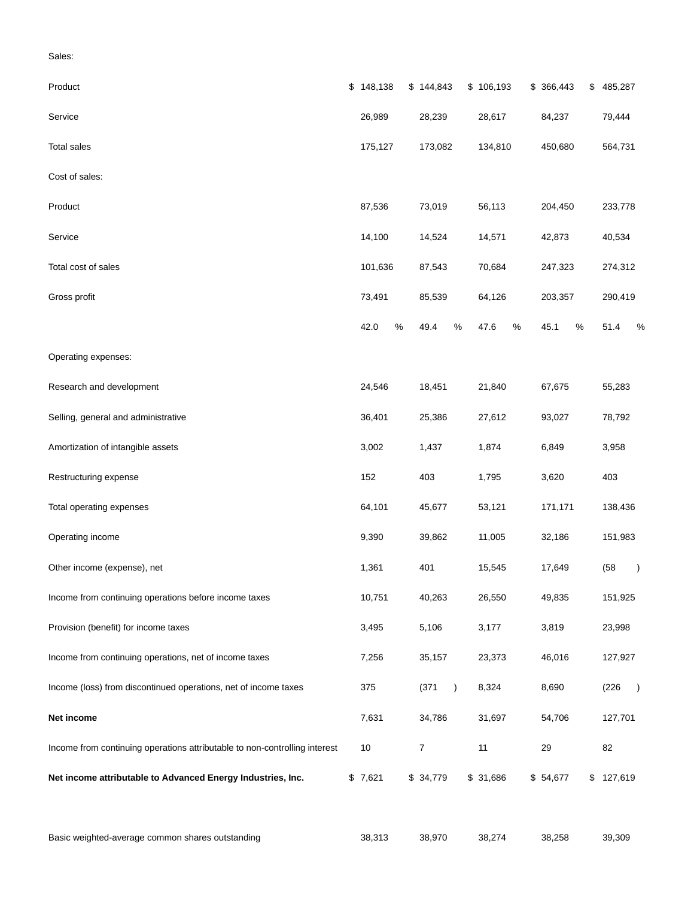| | | | | | |
|---|---|---|---|---|---|
| Sales: | | | | | |
| Product | $ 148,138 | $ 144,843 | $ 106,193 | $ 366,443 | $ 485,287 |
| Service | 26,989 | 28,239 | 28,617 | 84,237 | 79,444 |
| Total sales | 175,127 | 173,082 | 134,810 | 450,680 | 564,731 |
| Cost of sales: | | | | | |
| Product | 87,536 | 73,019 | 56,113 | 204,450 | 233,778 |
| Service | 14,100 | 14,524 | 14,571 | 42,873 | 40,534 |
| Total cost of sales | 101,636 | 87,543 | 70,684 | 247,323 | 274,312 |
| Gross profit | 73,491 | 85,539 | 64,126 | 203,357 | 290,419 |
| | 42.0 % | 49.4 % | 47.6 % | 45.1 % | 51.4 % |
| Operating expenses: | | | | | |
| Research and development | 24,546 | 18,451 | 21,840 | 67,675 | 55,283 |
| Selling, general and administrative | 36,401 | 25,386 | 27,612 | 93,027 | 78,792 |
| Amortization of intangible assets | 3,002 | 1,437 | 1,874 | 6,849 | 3,958 |
| Restructuring expense | 152 | 403 | 1,795 | 3,620 | 403 |
| Total operating expenses | 64,101 | 45,677 | 53,121 | 171,171 | 138,436 |
| Operating income | 9,390 | 39,862 | 11,005 | 32,186 | 151,983 |
| Other income (expense), net | 1,361 | 401 | 15,545 | 17,649 | (58 ) |
| Income from continuing operations before income taxes | 10,751 | 40,263 | 26,550 | 49,835 | 151,925 |
| Provision (benefit) for income taxes | 3,495 | 5,106 | 3,177 | 3,819 | 23,998 |
| Income from continuing operations, net of income taxes | 7,256 | 35,157 | 23,373 | 46,016 | 127,927 |
| Income (loss) from discontinued operations, net of income taxes | 375 | (371 ) | 8,324 | 8,690 | (226 ) |
| **Net income** | 7,631 | 34,786 | 31,697 | 54,706 | 127,701 |
| Income from continuing operations attributable to non-controlling interest | 10 | 7 | 11 | 29 | 82 |
| **Net income attributable to Advanced Energy Industries, Inc.** | $ 7,621 | $ 34,779 | $ 31,686 | $ 54,677 | $ 127,619 |
| | | | | | |
| Basic weighted-average common shares outstanding | 38,313 | 38,970 | 38,274 | 38,258 | 39,309 |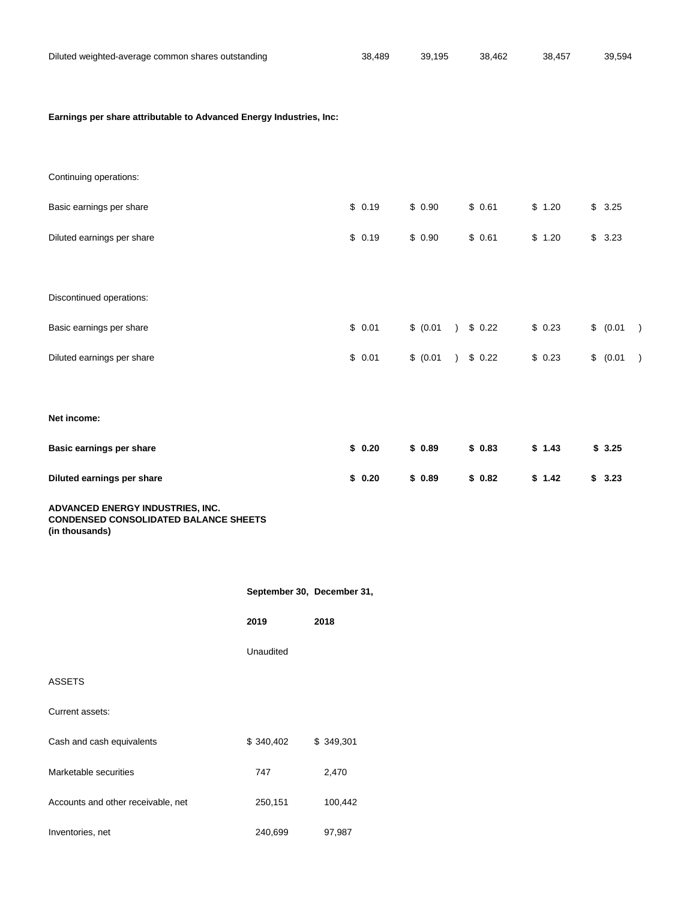| | | | | | |
|---|---|---|---|---|---|
| Diluted weighted-average common shares outstanding | 38,489 | 39,195 | 38,462 | 38,457 | 39,594 |
| | | | | | |
| **Earnings per share attributable to Advanced Energy Industries, Inc:** | | | | | |
| | | | | | |
| Continuing operations: | | | | | |
| Basic earnings per share | $ 0.19 | $ 0.90 | $ 0.61 | $ 1.20 | $ 3.25 |
| Diluted earnings per share | $ 0.19 | $ 0.90 | $ 0.61 | $ 1.20 | $ 3.23 |
| | | | | | |
| Discontinued operations: | | | | | |
| Basic earnings per share | $ 0.01 | $ (0.01 ) | $ 0.22 | $ 0.23 | $ (0.01 ) |
| Diluted earnings per share | $ 0.01 | $ (0.01 ) | $ 0.22 | $ 0.23 | $ (0.01 ) |
| | | | | | |
| **Net income:** | | | | | |
| **Basic earnings per share** | **$ 0.20** | **$ 0.89** | **$ 0.83** | **$ 1.43** | **$ 3.25** |
| **Diluted earnings per share** | **$ 0.20** | **$ 0.89** | **$ 0.82** | **$ 1.42** | **$ 3.23** |

**ADVANCED ENERGY INDUSTRIES, INC.**
**CONDENSED CONSOLIDATED BALANCE SHEETS**
**(in thousands)**

| | **September 30,** | **December 31,** |
|---|---|---|
| | **2019** | **2018** |
| | Unaudited | |
| ASSETS | | |
| Current assets: | | |
| Cash and cash equivalents | $ 340,402 | $ 349,301 |
| Marketable securities | 747 | 2,470 |
| Accounts and other receivable, net | 250,151 | 100,442 |
| Inventories, net | 240,699 | 97,987 |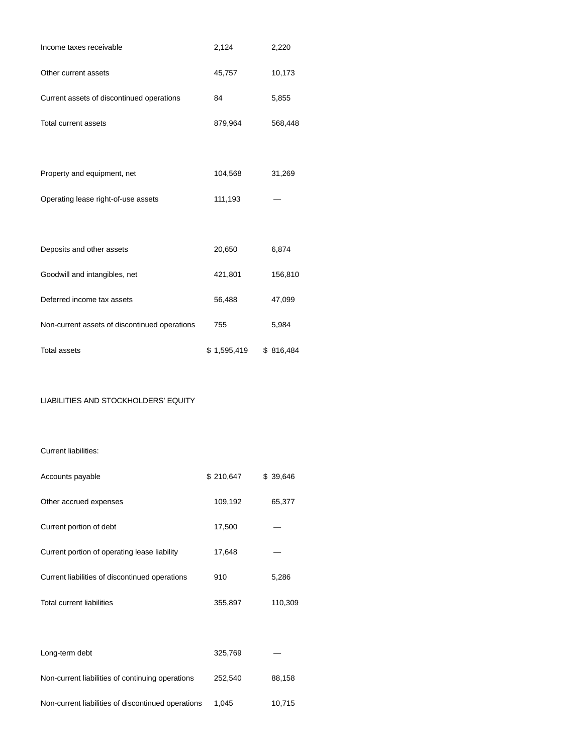| | | |
|---|---|---|
| Income taxes receivable | 2,124 | 2,220 |
| Other current assets | 45,757 | 10,173 |
| Current assets of discontinued operations | 84 | 5,855 |
| Total current assets | 879,964 | 568,448 |
| | | |
| Property and equipment, net | 104,568 | 31,269 |
| Operating lease right-of-use assets | 111,193 | — |
| | | |
| Deposits and other assets | 20,650 | 6,874 |
| Goodwill and intangibles, net | 421,801 | 156,810 |
| Deferred income tax assets | 56,488 | 47,099 |
| Non-current assets of discontinued operations | 755 | 5,984 |
| Total assets | $ 1,595,419 | $ 816,484 |
| | | |
| LIABILITIES AND STOCKHOLDERS’ EQUITY | | |
| | | |
| Current liabilities: | | |
| Accounts payable | $ 210,647 | $ 39,646 |
| Other accrued expenses | 109,192 | 65,377 |
| Current portion of debt | 17,500 | — |
| Current portion of operating lease liability | 17,648 | — |
| Current liabilities of discontinued operations | 910 | 5,286 |
| Total current liabilities | 355,897 | 110,309 |
| | | |
| Long-term debt | 325,769 | — |
| Non-current liabilities of continuing operations | 252,540 | 88,158 |
| Non-current liabilities of discontinued operations | 1,045 | 10,715 |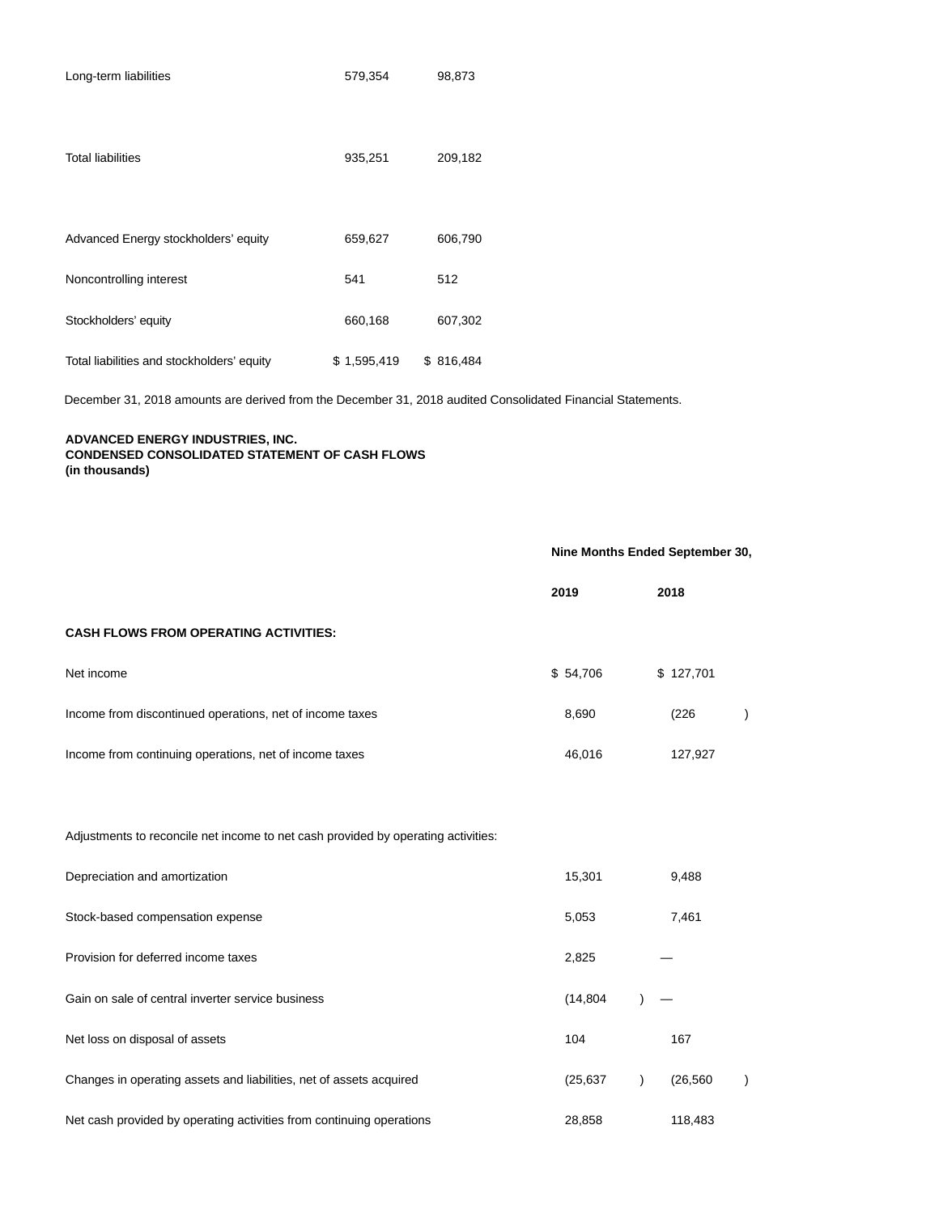| | | |
|---|---|---|
| Long-term liabilities | 579,354 | 98,873 |
| Total liabilities | 935,251 | 209,182 |
| Advanced Energy stockholders' equity | 659,627 | 606,790 |
| Noncontrolling interest | 541 | 512 |
| Stockholders' equity | 660,168 | 607,302 |
| Total liabilities and stockholders' equity | $ 1,595,419 | $ 816,484 |

December 31, 2018 amounts are derived from the December 31, 2018 audited Consolidated Financial Statements.

**ADVANCED ENERGY INDUSTRIES, INC.**
**CONDENSED CONSOLIDATED STATEMENT OF CASH FLOWS**
**(in thousands)**

| | **Nine Months Ended September 30,** | |
|---|---|---|
| | **2019** | **2018** |
| **CASH FLOWS FROM OPERATING ACTIVITIES:** | | |
| Net income | $ 54,706 | $ 127,701 |
| Income from discontinued operations, net of income taxes | 8,690 | (226) |
| Income from continuing operations, net of income taxes | 46,016 | 127,927 |
| Adjustments to reconcile net income to net cash provided by operating activities: | | |
| Depreciation and amortization | 15,301 | 9,488 |
| Stock-based compensation expense | 5,053 | 7,461 |
| Provision for deferred income taxes | 2,825 | — |
| Gain on sale of central inverter service business | (14,804) | — |
| Net loss on disposal of assets | 104 | 167 |
| Changes in operating assets and liabilities, net of assets acquired | (25,637) | (26,560) |
| Net cash provided by operating activities from continuing operations | 28,858 | 118,483 |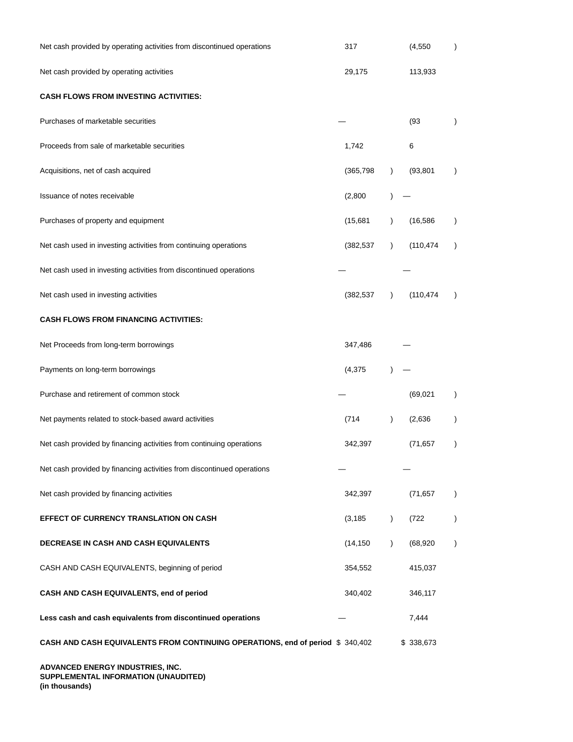| | | |
|---|---|---|
| Net cash provided by operating activities from discontinued operations | 317 | (4,550) |
| Net cash provided by operating activities | 29,175 | 113,933 |
| **CASH FLOWS FROM INVESTING ACTIVITIES:** | | |
| Purchases of marketable securities | — | (93) |
| Proceeds from sale of marketable securities | 1,742 | 6 |
| Acquisitions, net of cash acquired | (365,798) | (93,801) |
| Issuance of notes receivable | (2,800) | — |
| Purchases of property and equipment | (15,681) | (16,586) |
| Net cash used in investing activities from continuing operations | (382,537) | (110,474) |
| Net cash used in investing activities from discontinued operations | — | — |
| Net cash used in investing activities | (382,537) | (110,474) |
| **CASH FLOWS FROM FINANCING ACTIVITIES:** | | |
| Net Proceeds from long-term borrowings | 347,486 | — |
| Payments on long-term borrowings | (4,375) | — |
| Purchase and retirement of common stock | — | (69,021) |
| Net payments related to stock-based award activities | (714) | (2,636) |
| Net cash provided by financing activities from continuing operations | 342,397 | (71,657) |
| Net cash provided by financing activities from discontinued operations | — | — |
| Net cash provided by financing activities | 342,397 | (71,657) |
| **EFFECT OF CURRENCY TRANSLATION ON CASH** | (3,185) | (722) |
| **DECREASE IN CASH AND CASH EQUIVALENTS** | (14,150) | (68,920) |
| CASH AND CASH EQUIVALENTS, beginning of period | 354,552 | 415,037 |
| **CASH AND CASH EQUIVALENTS, end of period** | 340,402 | 346,117 |
| **Less cash and cash equivalents from discontinued operations** | — | 7,444 |
| **CASH AND CASH EQUIVALENTS FROM CONTINUING OPERATIONS, end of period** | $ 340,402 | $ 338,673 |

**ADVANCED ENERGY INDUSTRIES, INC.**
**SUPPLEMENTAL INFORMATION (UNAUDITED)**
**(in thousands)**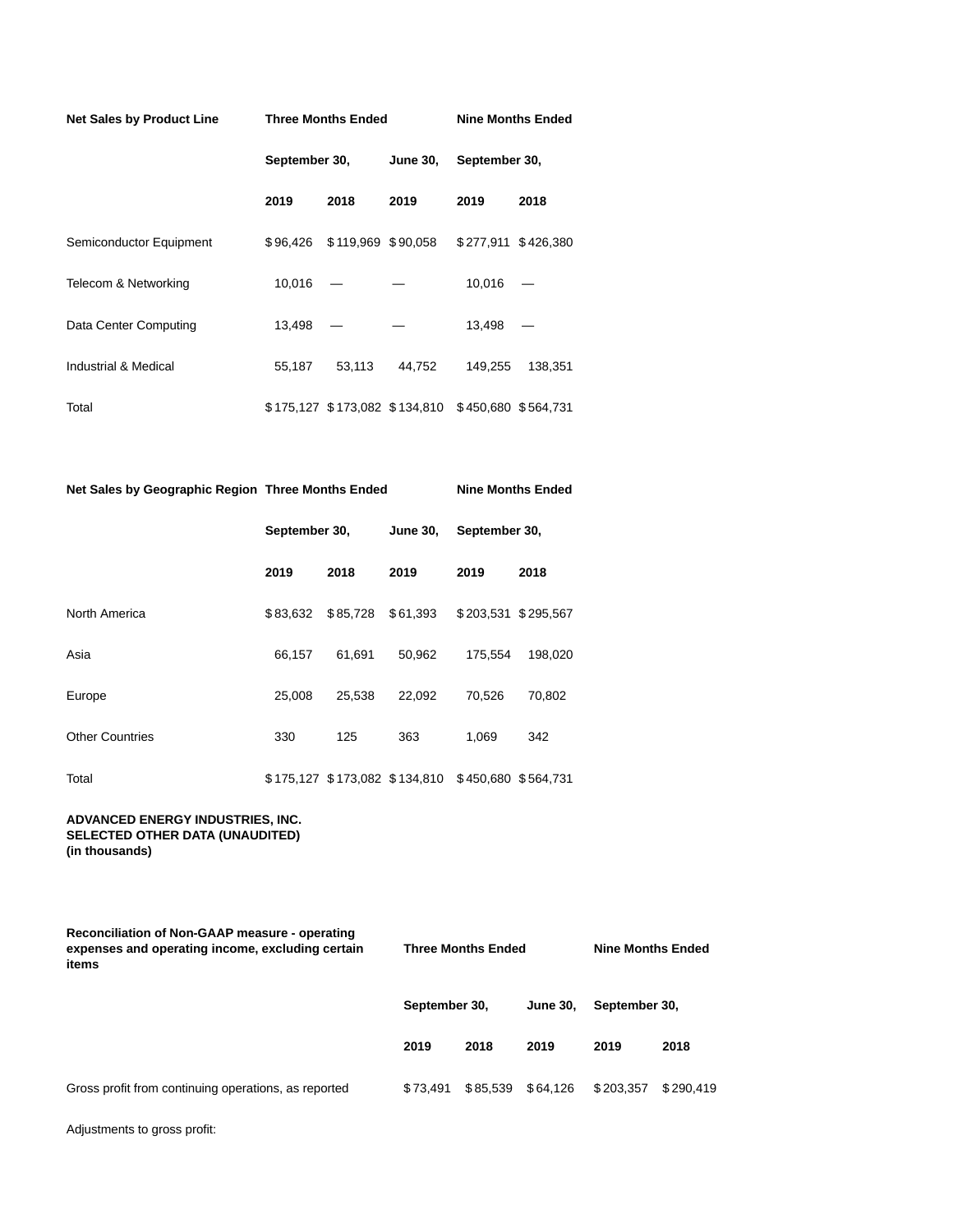| Net Sales by Product Line | Three Months Ended | | | Nine Months Ended | |
|---|---|---|---|---|---|
| | September 30, | | June 30, | September 30, | |
| | 2019 | 2018 | 2019 | 2019 | 2018 |
| Semiconductor Equipment | $96,426 | $119,969 | $90,058 | $277,911 | $426,380 |
| Telecom & Networking | 10,016 | — | — | 10,016 | — |
| Data Center Computing | 13,498 | — | — | 13,498 | — |
| Industrial & Medical | 55,187 | 53,113 | 44,752 | 149,255 | 138,351 |
| Total | $175,127 | $173,082 | $134,810 | $450,680 | $564,731 |

| Net Sales by Geographic Region | Three Months Ended | | | Nine Months Ended | |
|---|---|---|---|---|---|
| | September 30, | | June 30, | September 30, | |
| | 2019 | 2018 | 2019 | 2019 | 2018 |
| North America | $83,632 | $85,728 | $61,393 | $203,531 | $295,567 |
| Asia | 66,157 | 61,691 | 50,962 | 175,554 | 198,020 |
| Europe | 25,008 | 25,538 | 22,092 | 70,526 | 70,802 |
| Other Countries | 330 | 125 | 363 | 1,069 | 342 |
| Total | $175,127 | $173,082 | $134,810 | $450,680 | $564,731 |

**ADVANCED ENERGY INDUSTRIES, INC.**
**SELECTED OTHER DATA (UNAUDITED)**
**(in thousands)**

| Reconciliation of Non-GAAP measure - operating expenses and operating income, excluding certain items | Three Months Ended | | | Nine Months Ended | |
|---|---|---|---|---|---|
| | September 30, | | June 30, | September 30, | |
| | 2019 | 2018 | 2019 | 2019 | 2018 |
| Gross profit from continuing operations, as reported | $73,491 | $85,539 | $64,126 | $203,357 | $290,419 |
| Adjustments to gross profit: | | | | | |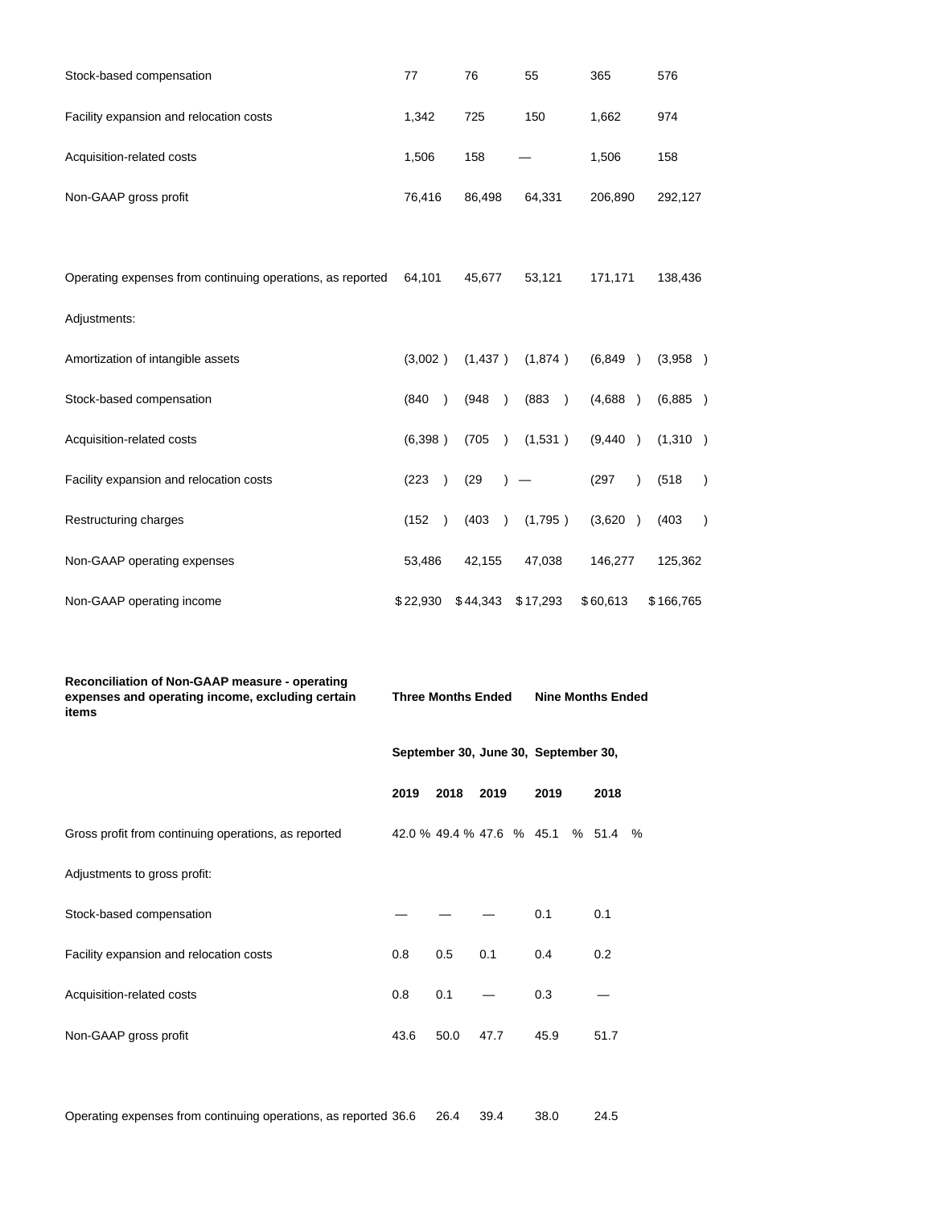| | | | | | |
|---|---|---|---|---|---|
| Stock-based compensation | 77 | 76 | 55 | 365 | 576 |
| Facility expansion and relocation costs | 1,342 | 725 | 150 | 1,662 | 974 |
| Acquisition-related costs | 1,506 | 158 | — | 1,506 | 158 |
| Non-GAAP gross profit | 76,416 | 86,498 | 64,331 | 206,890 | 292,127 |
| | | | | | |
| Operating expenses from continuing operations, as reported | 64,101 | 45,677 | 53,121 | 171,171 | 138,436 |
| Adjustments: | | | | | |
| Amortization of intangible assets | (3,002 ) | (1,437 ) | (1,874 ) | (6,849 ) | (3,958 ) |
| Stock-based compensation | (840 ) | (948 ) | (883 ) | (4,688 ) | (6,885 ) |
| Acquisition-related costs | (6,398 ) | (705 ) | (1,531 ) | (9,440 ) | (1,310 ) |
| Facility expansion and relocation costs | (223 ) | (29 ) | — | (297 ) | (518 ) |
| Restructuring charges | (152 ) | (403 ) | (1,795 ) | (3,620 ) | (403 ) |
| Non-GAAP operating expenses | 53,486 | 42,155 | 47,038 | 146,277 | 125,362 |
| Non-GAAP operating income | $ 22,930 | $ 44,343 | $ 17,293 | $ 60,613 | $ 166,765 |

| **Reconciliation of Non-GAAP measure - operating expenses and operating income, excluding certain items** | **Three Months Ended** | | | **Nine Months Ended** | |
|---|---|---|---|---|---|
| | **September 30,** | | **June 30,** | **September 30,** | |
| | **2019** | **2018** | **2019** | **2019** | **2018** |
| Gross profit from continuing operations, as reported | 42.0 % | 49.4 % | 47.6 % | 45.1 % | 51.4 % |
| Adjustments to gross profit: | | | | | |
| Stock-based compensation | — | — | — | 0.1 | 0.1 |
| Facility expansion and relocation costs | 0.8 | 0.5 | 0.1 | 0.4 | 0.2 |
| Acquisition-related costs | 0.8 | 0.1 | — | 0.3 | — |
| Non-GAAP gross profit | 43.6 | 50.0 | 47.7 | 45.9 | 51.7 |
| | | | | | |
| Operating expenses from continuing operations, as reported | 36.6 | 26.4 | 39.4 | 38.0 | 24.5 |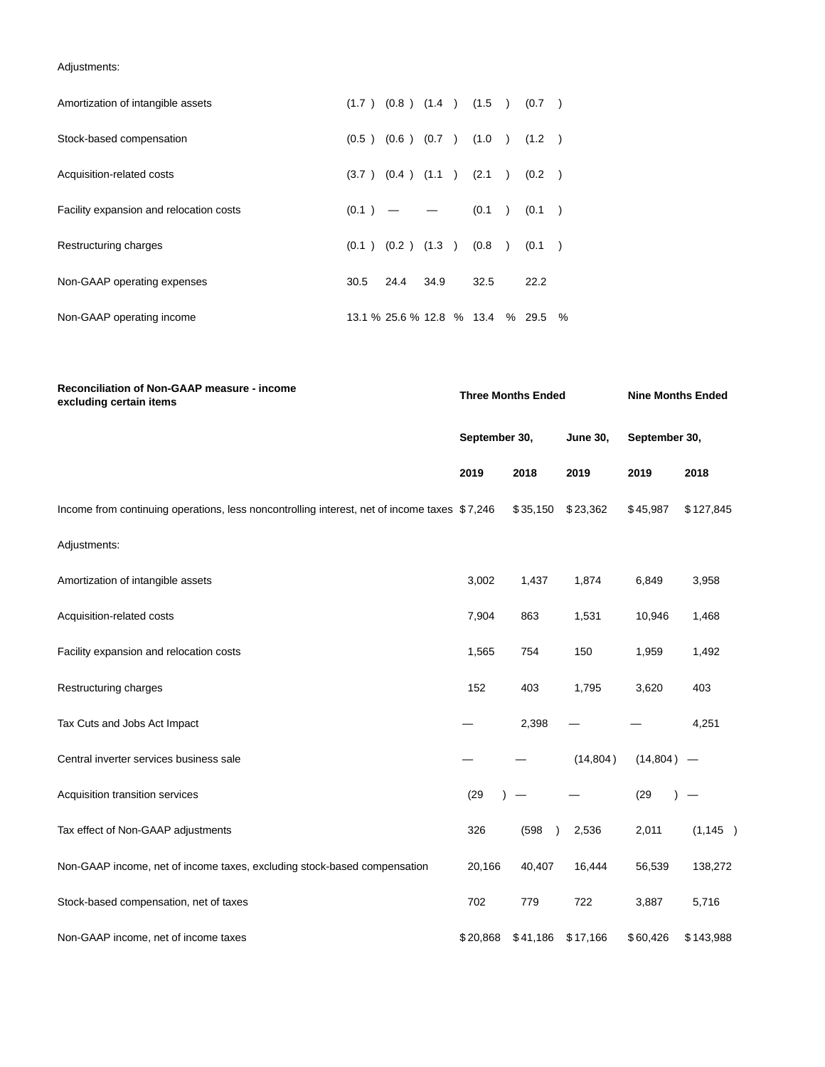| | | | | | |
|---|---|---|---|---|---|
| Adjustments: | | | | | |
| Amortization of intangible assets | (1.7 ) | (0.8 ) | (1.4 ) | (1.5 ) | (0.7 ) |
| Stock-based compensation | (0.5 ) | (0.6 ) | (0.7 ) | (1.0 ) | (1.2 ) |
| Acquisition-related costs | (3.7 ) | (0.4 ) | (1.1 ) | (2.1 ) | (0.2 ) |
| Facility expansion and relocation costs | (0.1 ) | — | — | (0.1 ) | (0.1 ) |
| Restructuring charges | (0.1 ) | (0.2 ) | (1.3 ) | (0.8 ) | (0.1 ) |
| Non-GAAP operating expenses | 30.5 | 24.4 | 34.9 | 32.5 | 22.2 |
| Non-GAAP operating income | 13.1 % | 25.6 % | 12.8 % | 13.4 % | 29.5 % |

| **Reconciliation of Non-GAAP measure - income excluding certain items** | **Three Months Ended** | | | **Nine Months Ended** | |
|---|---|---|---|---|---|
| | **September 30,** | | **June 30,** | **September 30,** | |
| | **2019** | **2018** | **2019** | **2019** | **2018** |
| Income from continuing operations, less noncontrolling interest, net of income taxes | $ 7,246 | $ 35,150 | $ 23,362 | $ 45,987 | $ 127,845 |
| Adjustments: | | | | | |
| Amortization of intangible assets | 3,002 | 1,437 | 1,874 | 6,849 | 3,958 |
| Acquisition-related costs | 7,904 | 863 | 1,531 | 10,946 | 1,468 |
| Facility expansion and relocation costs | 1,565 | 754 | 150 | 1,959 | 1,492 |
| Restructuring charges | 152 | 403 | 1,795 | 3,620 | 403 |
| Tax Cuts and Jobs Act Impact | — | 2,398 | — | — | 4,251 |
| Central inverter services business sale | — | — | (14,804 ) | (14,804 ) | — |
| Acquisition transition services | (29 ) | — | — | (29 ) | — |
| Tax effect of Non-GAAP adjustments | 326 | (598 ) | 2,536 | 2,011 | (1,145 ) |
| Non-GAAP income, net of income taxes, excluding stock-based compensation | 20,166 | 40,407 | 16,444 | 56,539 | 138,272 |
| Stock-based compensation, net of taxes | 702 | 779 | 722 | 3,887 | 5,716 |
| Non-GAAP income, net of income taxes | $ 20,868 | $ 41,186 | $ 17,166 | $ 60,426 | $ 143,988 |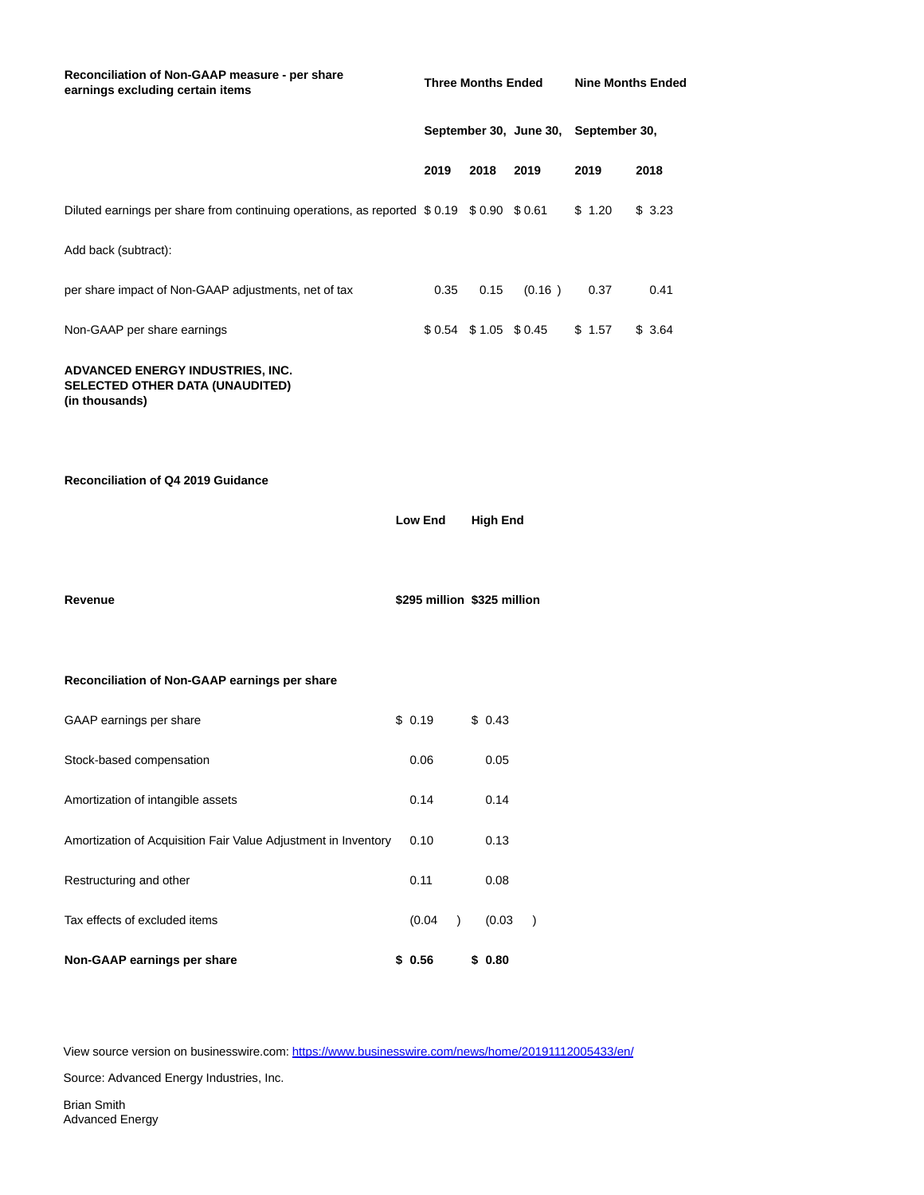| Reconciliation of Non-GAAP measure - per share earnings excluding certain items | Three Months Ended | | | Nine Months Ended | |
|---|---|---|---|---|---|
| | September 30, | | June 30, | September 30, | |
| | 2019 | 2018 | 2019 | 2019 | 2018 |
| Diluted earnings per share from continuing operations, as reported | $ 0.19 | $ 0.90 | $ 0.61 | $ 1.20 | $ 3.23 |
| Add back (subtract): | | | | | |
| per share impact of Non-GAAP adjustments, net of tax | 0.35 | 0.15 | (0.16 ) | 0.37 | 0.41 |
| Non-GAAP per share earnings | $ 0.54 | $ 1.05 | $ 0.45 | $ 1.57 | $ 3.64 |

**ADVANCED ENERGY INDUSTRIES, INC.**
**SELECTED OTHER DATA (UNAUDITED)**
**(in thousands)**

**Reconciliation of Q4 2019 Guidance**

| | Low End | High End |
|---|---|---|
| **Revenue** | **$295 million** | **$325 million** |

| **Reconciliation of Non-GAAP earnings per share** | | |
|---|---|---|
| GAAP earnings per share | $ 0.19 | $ 0.43 |
| Stock-based compensation | 0.06 | 0.05 |
| Amortization of intangible assets | 0.14 | 0.14 |
| Amortization of Acquisition Fair Value Adjustment in Inventory | 0.10 | 0.13 |
| Restructuring and other | 0.11 | 0.08 |
| Tax effects of excluded items | (0.04 ) | (0.03 ) |
| **Non-GAAP earnings per share** | **$ 0.56** | **$ 0.80** |

View source version on businesswire.com: https://www.businesswire.com/news/home/20191112005433/en/

Source: Advanced Energy Industries, Inc.

Brian Smith
Advanced Energy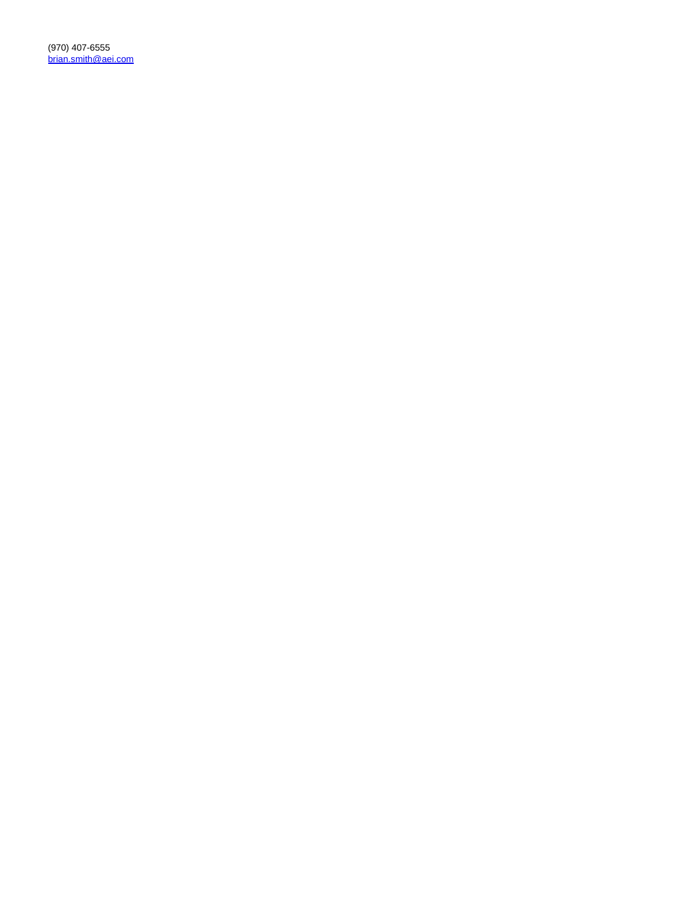(970) 407-6555
brian.smith@aei.com